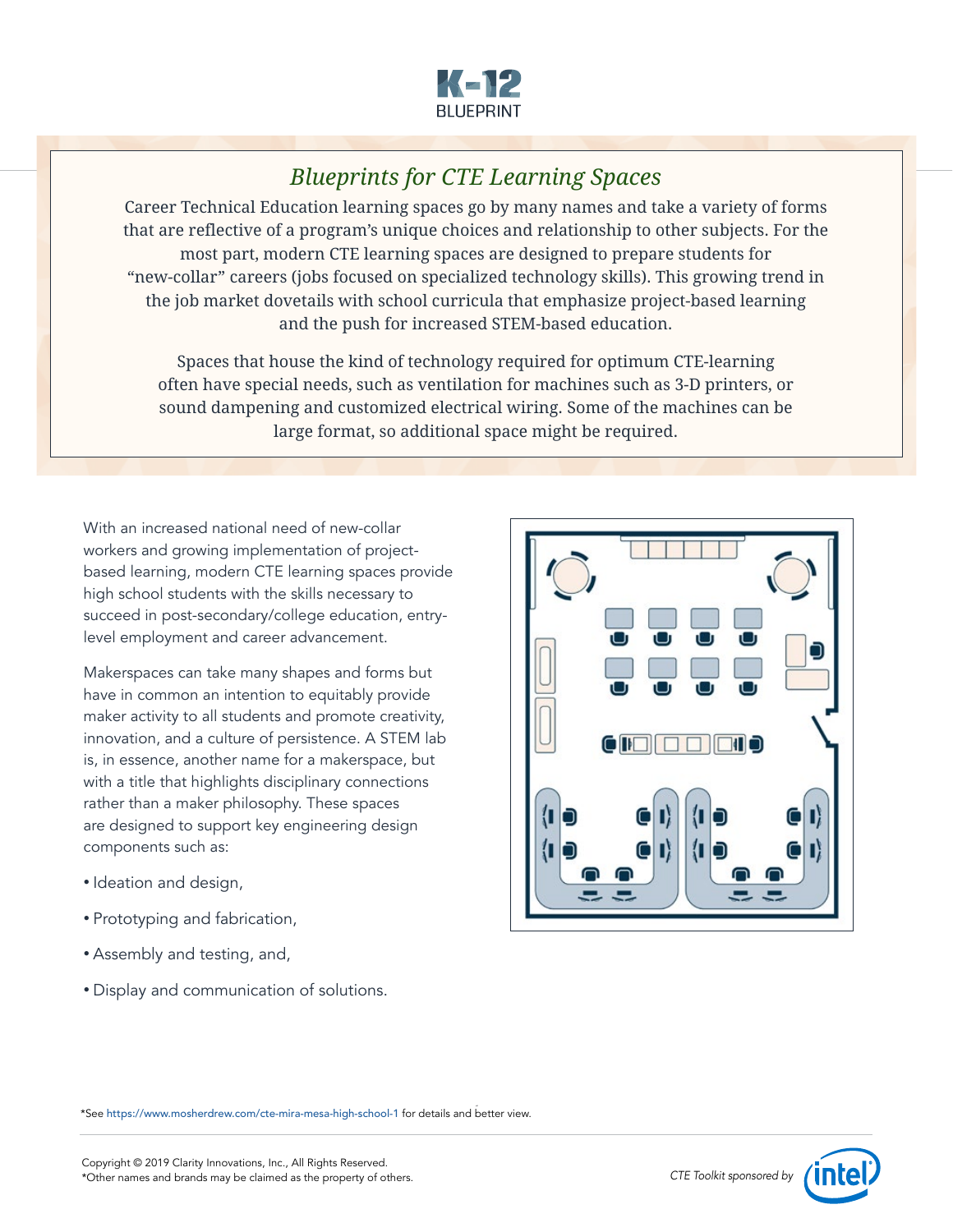K-12 BLUEPRINT

## *Blueprints for CTE Learning Spaces*

Career Technical Education learning spaces go by many names and take a variety of forms that are reflective of a program's unique choices and relationship to other subjects. For the most part, modern CTE learning spaces are designed to prepare students for "new-collar" careers (jobs focused on specialized technology skills). This growing trend in the job market dovetails with school curricula that emphasize project-based learning and the push for increased STEM-based education.

Spaces that house the kind of technology required for optimum CTE-learning often have special needs, such as ventilation for machines such as 3-D printers, or sound dampening and customized electrical wiring. Some of the machines can be large format, so additional space might be required.

With an increased national need of new-collar workers and growing implementation of project-based learning, modern CTE learning spaces provide high school students with the skills necessary to succeed in post-secondary/college education, entry-level employment and career advancement.

Makerspaces can take many shapes and forms but have in common an intention to equitably provide maker activity to all students and promote creativity, innovation, and a culture of persistence. A STEM lab is, in essence, another name for a makerspace, but with a title that highlights disciplinary connections rather than a maker philosophy. These spaces are designed to support key engineering design components such as:

- Ideation and design,
- Prototyping and fabrication,
- Assembly and testing, and,
- Display and communication of solutions.

*See https://www.mosherdrew.com/cte-mira-mesa-high-school-1 for details and better view.

Copyright © 2019 Clarity Innovations, Inc., All Rights Reserved.
*Other names and brands may be claimed as the property of others.

*CTE Toolkit sponsored by* intel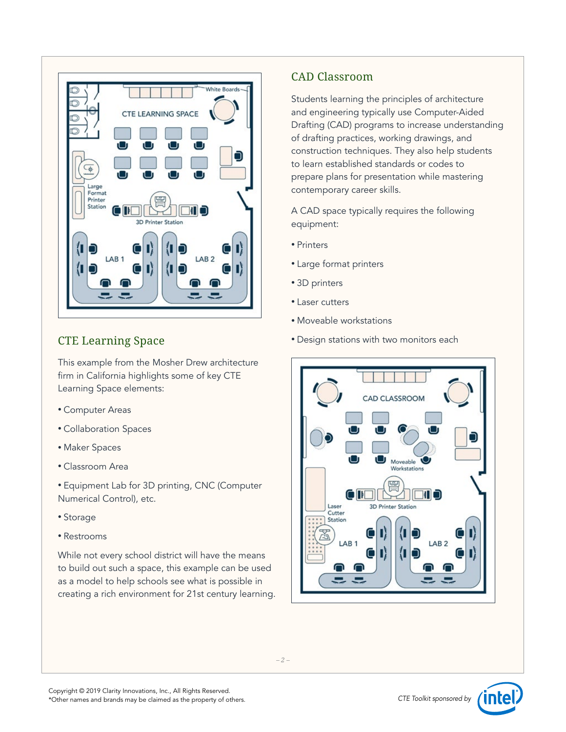## CTE Learning Space

This example from the Mosher Drew architecture firm in California highlights some of key CTE Learning Space elements:

- Computer Areas
- Collaboration Spaces
- Maker Spaces
- Classroom Area
- Equipment Lab for 3D printing, CNC (Computer Numerical Control), etc.
- Storage
- Restrooms

While not every school district will have the means to build out such a space, this example can be used as a model to help schools see what is possible in creating a rich environment for 21st century learning.

## CAD Classroom

Students learning the principles of architecture and engineering typically use Computer-Aided Drafting (CAD) programs to increase understanding of drafting practices, working drawings, and construction techniques. They also help students to learn established standards or codes to prepare plans for presentation while mastering contemporary career skills.

A CAD space typically requires the following equipment:

- Printers
- Large format printers
- 3D printers
- Laser cutters
- Moveable workstations
- Design stations with two monitors each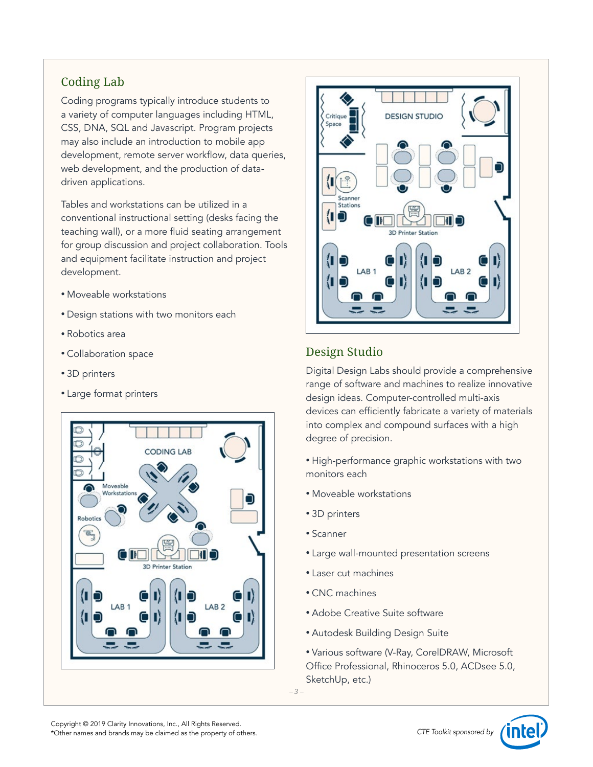## Coding Lab

Coding programs typically introduce students to a variety of computer languages including HTML, CSS, DNA, SQL and Javascript. Program projects may also include an introduction to mobile app development, remote server workflow, data queries, web development, and the production of data-driven applications.

Tables and workstations can be utilized in a conventional instructional setting (desks facing the teaching wall), or a more fluid seating arrangement for group discussion and project collaboration. Tools and equipment facilitate instruction and project development.

- Moveable workstations
- Design stations with two monitors each
- Robotics area
- Collaboration space
- 3D printers
- Large format printers

## Design Studio

Digital Design Labs should provide a comprehensive range of software and machines to realize innovative design ideas. Computer-controlled multi-axis devices can efficiently fabricate a variety of materials into complex and compound surfaces with a high degree of precision.

- High-performance graphic workstations with two monitors each
- Moveable workstations
- 3D printers
- Scanner
- Large wall-mounted presentation screens
- Laser cut machines
- CNC machines
- Adobe Creative Suite software
- Autodesk Building Design Suite
- Various software (V-Ray, CorelDRAW, Microsoft Office Professional, Rhinoceros 5.0, ACDsee 5.0, SketchUp, etc.)

Copyright © 2019 Clarity Innovations, Inc., All Rights Reserved.
*Other names and brands may be claimed as the property of others.

*CTE Toolkit sponsored by*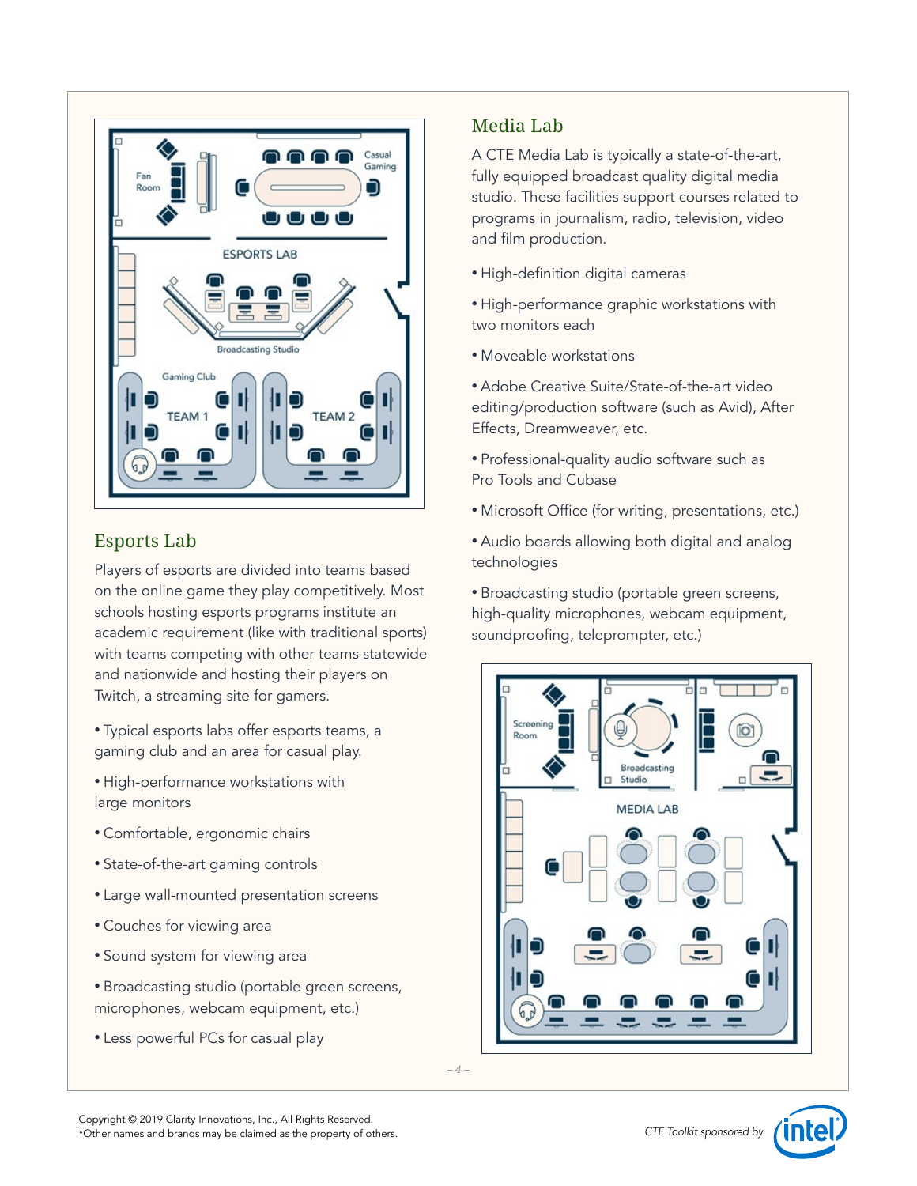## Esports Lab

Players of esports are divided into teams based on the online game they play competitively. Most schools hosting esports programs institute an academic requirement (like with traditional sports) with teams competing with other teams statewide and nationwide and hosting their players on Twitch, a streaming site for gamers.

- Typical esports labs offer esports teams, a gaming club and an area for casual play.
- High-performance workstations with large monitors
- Comfortable, ergonomic chairs
- State-of-the-art gaming controls
- Large wall-mounted presentation screens
- Couches for viewing area
- Sound system for viewing area
- Broadcasting studio (portable green screens, microphones, webcam equipment, etc.)
- Less powerful PCs for casual play

## Media Lab

A CTE Media Lab is typically a state-of-the-art, fully equipped broadcast quality digital media studio. These facilities support courses related to programs in journalism, radio, television, video and film production.

- High-definition digital cameras
- High-performance graphic workstations with two monitors each
- Moveable workstations
- Adobe Creative Suite/State-of-the-art video editing/production software (such as Avid), After Effects, Dreamweaver, etc.
- Professional-quality audio software such as Pro Tools and Cubase
- Microsoft Office (for writing, presentations, etc.)
- Audio boards allowing both digital and analog technologies
- Broadcasting studio (portable green screens, high-quality microphones, webcam equipment, soundproofing, teleprompter, etc.)

Copyright © 2019 Clarity Innovations, Inc., All Rights Reserved.
*Other names and brands may be claimed as the property of others.

*CTE Toolkit sponsored by* intel